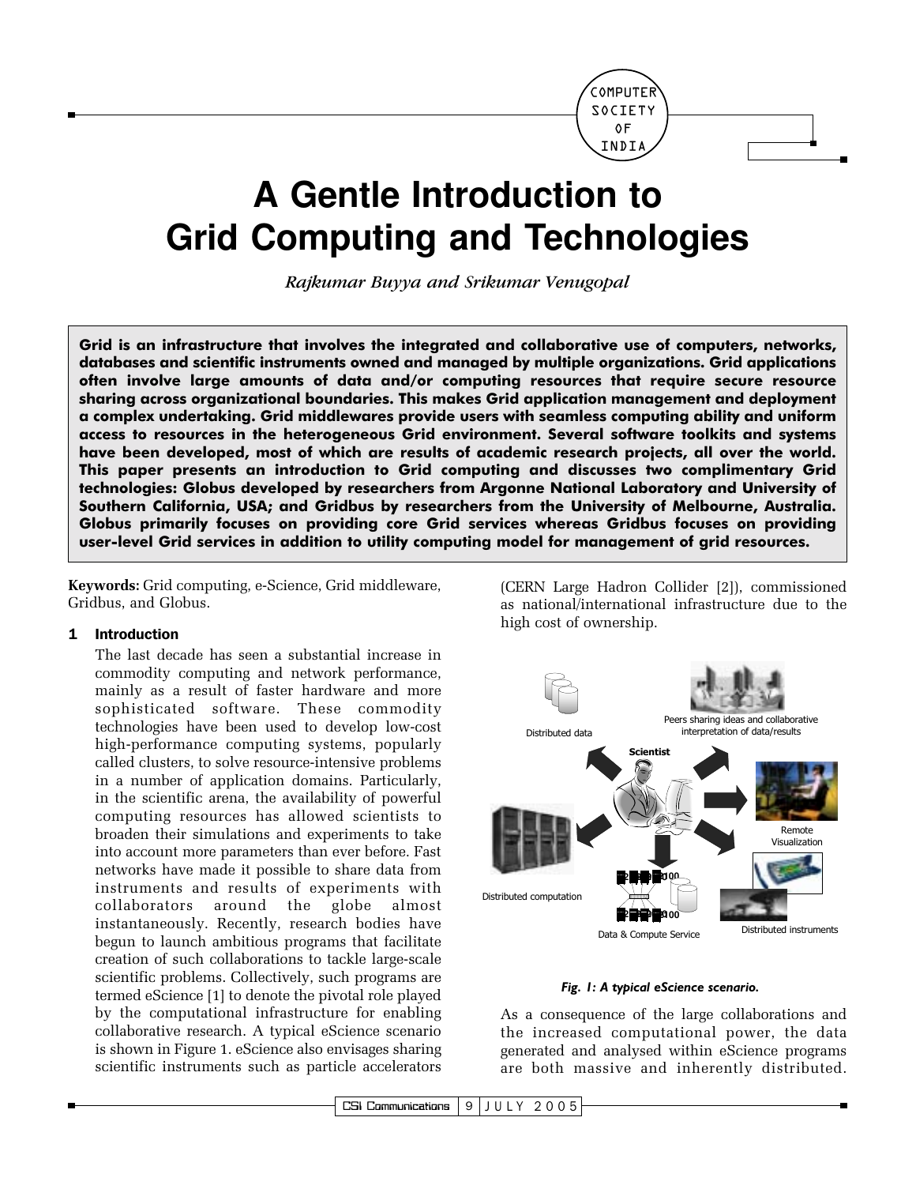# A Gentle Introduction to Grid Computing and Technologies

*Rajkumar Buyya and Srikumar Venugopal*

**Grid is an infrastructure that involves the integrated and collaborative use of computers, networks, databases and scientific instruments owned and managed by multiple organizations. Grid applications often involve large amounts of data and/or computing resources that require secure resource sharing across organizational boundaries. This makes Grid application management and deployment a complex undertaking. Grid middlewares provide users with seamless computing ability and uniform access to resources in the heterogeneous Grid environment. Several software toolkits and systems have been developed, most of which are results of academic research projects, all over the world. This paper presents an introduction to Grid computing and discusses two complimentary Grid technologies: Globus developed by researchers from Argonne National Laboratory and University of Southern California, USA; and Gridbus by researchers from the University of Melbourne, Australia. Globus primarily focuses on providing core Grid services whereas Gridbus focuses on providing user-level Grid services in addition to utility computing model for management of grid resources.**

**Keywords:** Grid computing, e-Science, Grid middleware, Gridbus, and Globus.

## 1 Introduction

The last decade has seen a substantial increase in commodity computing and network performance, mainly as a result of faster hardware and more sophisticated software. These commodity technologies have been used to develop low-cost high-performance computing systems, popularly called clusters, to solve resource-intensive problems in a number of application domains. Particularly, in the scientific arena, the availability of powerful computing resources has allowed scientists to broaden their simulations and experiments to take into account more parameters than ever before. Fast networks have made it possible to share data from instruments and results of experiments with collaborators around the globe almost instantaneously. Recently, research bodies have begun to launch ambitious programs that facilitate creation of such collaborations to tackle large-scale scientific problems. Collectively, such programs are termed eScience [1] to denote the pivotal role played by the computational infrastructure for enabling collaborative research. A typical eScience scenario is shown in Figure 1. eScience also envisages sharing scientific instruments such as particle accelerators (CERN Large Hadron Collider [2]), commissioned as national/international infrastructure due to the high cost of ownership.

Distributed data

Peers sharing ideas and collaborative interpretation of data/results

Scientist

Remote Visualization

Distributed computation

Data & Compute Service

Distributed instruments

*Fig. 1: A typical eScience scenario.*

As a consequence of the large collaborations and the increased computational power, the data generated and analysed within eScience programs are both massive and inherently distributed.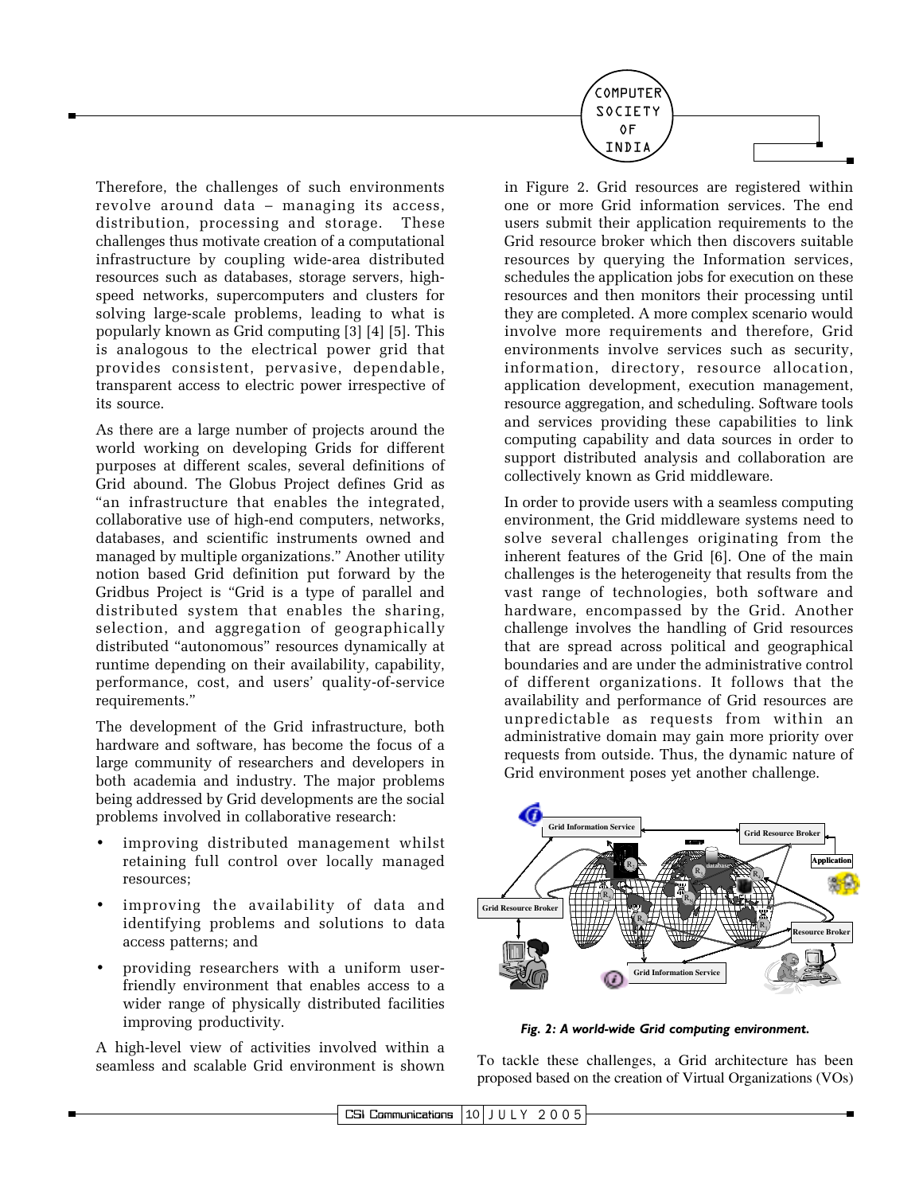Therefore, the challenges of such environments revolve around data – managing its access, distribution, processing and storage. These challenges thus motivate creation of a computational infrastructure by coupling wide-area distributed resources such as databases, storage servers, high-speed networks, supercomputers and clusters for solving large-scale problems, leading to what is popularly known as Grid computing [3] [4] [5]. This is analogous to the electrical power grid that provides consistent, pervasive, dependable, transparent access to electric power irrespective of its source.

As there are a large number of projects around the world working on developing Grids for different purposes at different scales, several definitions of Grid abound. The Globus Project defines Grid as "an infrastructure that enables the integrated, collaborative use of high-end computers, networks, databases, and scientific instruments owned and managed by multiple organizations." Another utility notion based Grid definition put forward by the Gridbus Project is "Grid is a type of parallel and distributed system that enables the sharing, selection, and aggregation of geographically distributed "autonomous" resources dynamically at runtime depending on their availability, capability, performance, cost, and users' quality-of-service requirements."

The development of the Grid infrastructure, both hardware and software, has become the focus of a large community of researchers and developers in both academia and industry. The major problems being addressed by Grid developments are the social problems involved in collaborative research:

- improving distributed management whilst retaining full control over locally managed resources;
- improving the availability of data and identifying problems and solutions to data access patterns; and
- providing researchers with a uniform user-friendly environment that enables access to a wider range of physically distributed facilities improving productivity.

A high-level view of activities involved within a seamless and scalable Grid environment is shown in Figure 2. Grid resources are registered within one or more Grid information services. The end users submit their application requirements to the Grid resource broker which then discovers suitable resources by querying the Information services, schedules the application jobs for execution on these resources and then monitors their processing until they are completed. A more complex scenario would involve more requirements and therefore, Grid environments involve services such as security, information, directory, resource allocation, application development, execution management, resource aggregation, and scheduling. Software tools and services providing these capabilities to link computing capability and data sources in order to support distributed analysis and collaboration are collectively known as Grid middleware.

In order to provide users with a seamless computing environment, the Grid middleware systems need to solve several challenges originating from the inherent features of the Grid [6]. One of the main challenges is the heterogeneity that results from the vast range of technologies, both software and hardware, encompassed by the Grid. Another challenge involves the handling of Grid resources that are spread across political and geographical boundaries and are under the administrative control of different organizations. It follows that the availability and performance of Grid resources are unpredictable as requests from within an administrative domain may gain more priority over requests from outside. Thus, the dynamic nature of Grid environment poses yet another challenge.

Grid Information Service

Grid Resource Broker

Application

Grid Resource Broker

Resource Broker

Grid Information Service

*Fig. 2: A world-wide Grid computing environment.*

To tackle these challenges, a Grid architecture has been proposed based on the creation of Virtual Organizations (VOs)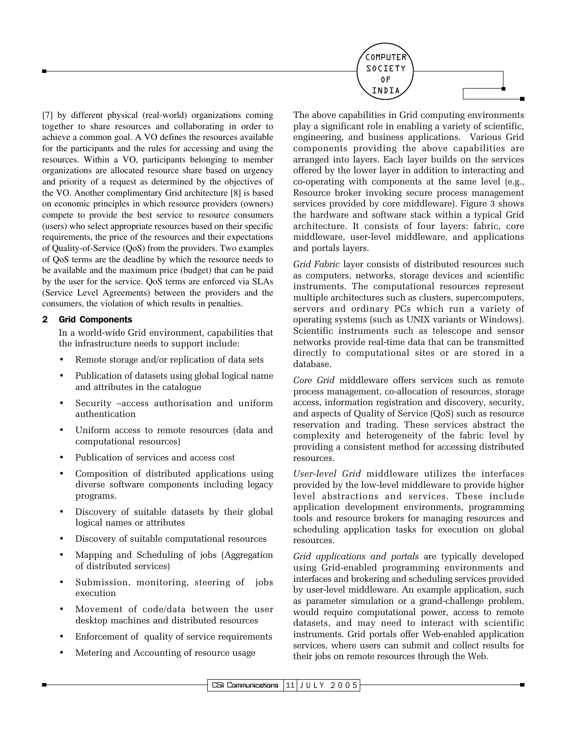[7] by different physical (real-world) organizations coming together to share resources and collaborating in order to achieve a common goal. A VO defines the resources available for the participants and the rules for accessing and using the resources. Within a VO, participants belonging to member organizations are allocated resource share based on urgency and priority of a request as determined by the objectives of the VO. Another complimentary Grid architecture [8] is based on economic principles in which resource providers (owners) compete to provide the best service to resource consumers (users) who select appropriate resources based on their specific requirements, the price of the resources and their expectations of Quality-of-Service (QoS) from the providers. Two examples of QoS terms are the deadline by which the resource needs to be available and the maximum price (budget) that can be paid by the user for the service. QoS terms are enforced via SLAs (Service Level Agreements) between the providers and the consumers, the violation of which results in penalties.

## 2 Grid Components

In a world-wide Grid environment, capabilities that the infrastructure needs to support include:

- Remote storage and/or replication of data sets
- Publication of datasets using global logical name and attributes in the catalogue
- Security –access authorisation and uniform authentication
- Uniform access to remote resources (data and computational resources)
- Publication of services and access cost
- Composition of distributed applications using diverse software components including legacy programs.
- Discovery of suitable datasets by their global logical names or attributes
- Discovery of suitable computational resources
- Mapping and Scheduling of jobs (Aggregation of distributed services)
- Submission, monitoring, steering of jobs execution
- Movement of code/data between the user desktop machines and distributed resources
- Enforcement of quality of service requirements
- Metering and Accounting of resource usage

The above capabilities in Grid computing environments play a significant role in enabling a variety of scientific, engineering, and business applications. Various Grid components providing the above capabilities are arranged into layers. Each layer builds on the services offered by the lower layer in addition to interacting and co-operating with components at the same level (e.g., Resource broker invoking secure process management services provided by core middleware). Figure 3 shows the hardware and software stack within a typical Grid architecture. It consists of four layers: fabric, core middleware, user-level middleware, and applications and portals layers.

*Grid Fabric* layer consists of distributed resources such as computers, networks, storage devices and scientific instruments. The computational resources represent multiple architectures such as clusters, supercomputers, servers and ordinary PCs which run a variety of operating systems (such as UNIX variants or Windows). Scientific instruments such as telescope and sensor networks provide real-time data that can be transmitted directly to computational sites or are stored in a database.

*Core Grid* middleware offers services such as remote process management, co-allocation of resources, storage access, information registration and discovery, security, and aspects of Quality of Service (QoS) such as resource reservation and trading. These services abstract the complexity and heterogeneity of the fabric level by providing a consistent method for accessing distributed resources.

*User-level Grid* middleware utilizes the interfaces provided by the low-level middleware to provide higher level abstractions and services. These include application development environments, programming tools and resource brokers for managing resources and scheduling application tasks for execution on global resources.

*Grid applications and portals* are typically developed using Grid-enabled programming environments and interfaces and brokering and scheduling services provided by user-level middleware. An example application, such as parameter simulation or a grand-challenge problem, would require computational power, access to remote datasets, and may need to interact with scientific instruments. Grid portals offer Web-enabled application services, where users can submit and collect results for their jobs on remote resources through the Web.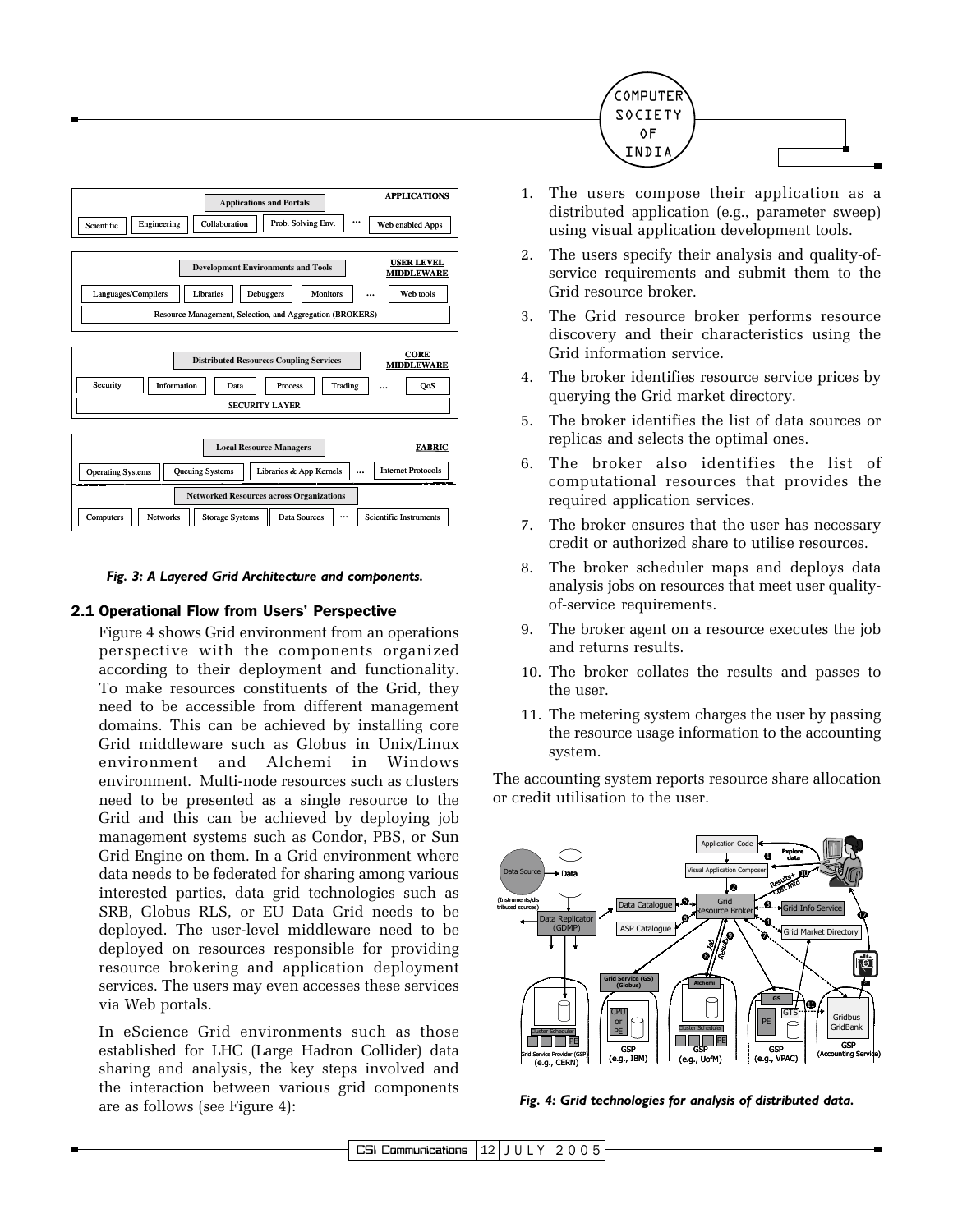APPLICATIONS

Applications and Portals

Scientific | Engineering | Collaboration | Prob. Solving Env. | ... | Web enabled Apps

USER LEVEL MIDDLEWARE

Development Environments and Tools

Languages/Compilers | Libraries | Debuggers | Monitors | ... | Web tools

Resource Management, Selection, and Aggregation (BROKERS)

CORE MIDDLEWARE

Distributed Resources Coupling Services

Security | Information | Data | Process | Trading | ... | QoS

SECURITY LAYER

FABRIC

Local Resource Managers

Operating Systems | Queuing Systems | Libraries & App Kernels | ... | Internet Protocols

Networked Resources across Organizations

Computers | Networks | Storage Systems | Data Sources | ... | Scientific Instruments

*Fig. 3: A Layered Grid Architecture and components.*

## 2.1 Operational Flow from Users' Perspective

Figure 4 shows Grid environment from an operations perspective with the components organized according to their deployment and functionality. To make resources constituents of the Grid, they need to be accessible from different management domains. This can be achieved by installing core Grid middleware such as Globus in Unix/Linux environment and Alchemi in Windows environment. Multi-node resources such as clusters need to be presented as a single resource to the Grid and this can be achieved by deploying job management systems such as Condor, PBS, or Sun Grid Engine on them. In a Grid environment where data needs to be federated for sharing among various interested parties, data grid technologies such as SRB, Globus RLS, or EU Data Grid needs to be deployed. The user-level middleware need to be deployed on resources responsible for providing resource brokering and application deployment services. The users may even accesses these services via Web portals.

In eScience Grid environments such as those established for LHC (Large Hadron Collider) data sharing and analysis, the key steps involved and the interaction between various grid components are as follows (see Figure 4):

1. The users compose their application as a distributed application (e.g., parameter sweep) using visual application development tools.
2. The users specify their analysis and quality-of-service requirements and submit them to the Grid resource broker.
3. The Grid resource broker performs resource discovery and their characteristics using the Grid information service.
4. The broker identifies resource service prices by querying the Grid market directory.
5. The broker identifies the list of data sources or replicas and selects the optimal ones.
6. The broker also identifies the list of computational resources that provides the required application services.
7. The broker ensures that the user has necessary credit or authorized share to utilise resources.
8. The broker scheduler maps and deploys data analysis jobs on resources that meet user quality-of-service requirements.
9. The broker agent on a resource executes the job and returns results.
10. The broker collates the results and passes to the user.
11. The metering system charges the user by passing the resource usage information to the accounting system.

The accounting system reports resource share allocation or credit utilisation to the user.

Application Code
Explore data
Visual Application Composer
Results + Cost Info
Data Source
Data
(Instruments/distributed sources)
Data Catalogue
Grid Resource Broker
Grid Info Service
Data Replicator (GDMP)
ASP Catalogue
Grid Market Directory
Job
Results
Grid Service (GS) (Globus)
Alchemi
GS
GTS
Cluster Scheduler
PE
CPU or PE
Gridbus GridBank
Grid Service Provider (GSP) (e.g., CERN)
GSP (e.g., IBM)
GSP (e.g., UofM)
GSP (e.g., VPAC)
GSP (Accounting Service)

*Fig. 4: Grid technologies for analysis of distributed data.*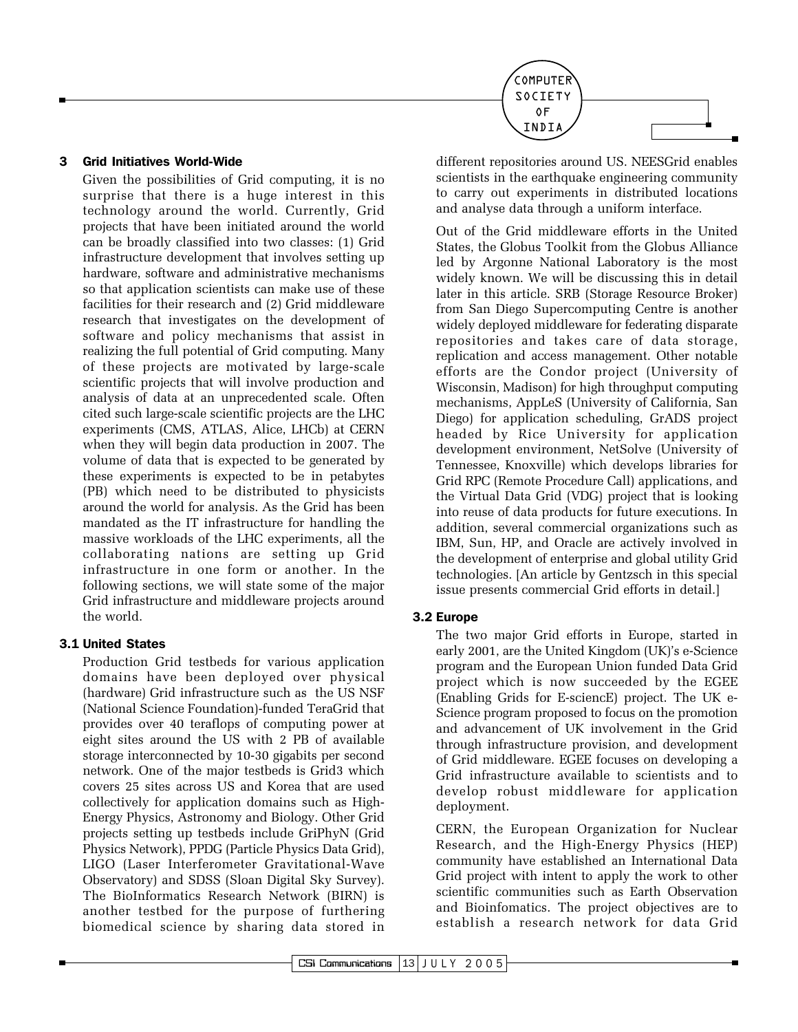## 3 Grid Initiatives World-Wide

Given the possibilities of Grid computing, it is no surprise that there is a huge interest in this technology around the world. Currently, Grid projects that have been initiated around the world can be broadly classified into two classes: (1) Grid infrastructure development that involves setting up hardware, software and administrative mechanisms so that application scientists can make use of these facilities for their research and (2) Grid middleware research that investigates on the development of software and policy mechanisms that assist in realizing the full potential of Grid computing. Many of these projects are motivated by large-scale scientific projects that will involve production and analysis of data at an unprecedented scale. Often cited such large-scale scientific projects are the LHC experiments (CMS, ATLAS, Alice, LHCb) at CERN when they will begin data production in 2007. The volume of data that is expected to be generated by these experiments is expected to be in petabytes (PB) which need to be distributed to physicists around the world for analysis. As the Grid has been mandated as the IT infrastructure for handling the massive workloads of the LHC experiments, all the collaborating nations are setting up Grid infrastructure in one form or another. In the following sections, we will state some of the major Grid infrastructure and middleware projects around the world.

### 3.1 United States

Production Grid testbeds for various application domains have been deployed over physical (hardware) Grid infrastructure such as the US NSF (National Science Foundation)-funded TeraGrid that provides over 40 teraflops of computing power at eight sites around the US with 2 PB of available storage interconnected by 10-30 gigabits per second network. One of the major testbeds is Grid3 which covers 25 sites across US and Korea that are used collectively for application domains such as High-Energy Physics, Astronomy and Biology. Other Grid projects setting up testbeds include GriPhyN (Grid Physics Network), PPDG (Particle Physics Data Grid), LIGO (Laser Interferometer Gravitational-Wave Observatory) and SDSS (Sloan Digital Sky Survey). The BioInformatics Research Network (BIRN) is another testbed for the purpose of furthering biomedical science by sharing data stored in different repositories around US. NEESGrid enables scientists in the earthquake engineering community to carry out experiments in distributed locations and analyse data through a uniform interface.

Out of the Grid middleware efforts in the United States, the Globus Toolkit from the Globus Alliance led by Argonne National Laboratory is the most widely known. We will be discussing this in detail later in this article. SRB (Storage Resource Broker) from San Diego Supercomputing Centre is another widely deployed middleware for federating disparate repositories and takes care of data storage, replication and access management. Other notable efforts are the Condor project (University of Wisconsin, Madison) for high throughput computing mechanisms, AppLeS (University of California, San Diego) for application scheduling, GrADS project headed by Rice University for application development environment, NetSolve (University of Tennessee, Knoxville) which develops libraries for Grid RPC (Remote Procedure Call) applications, and the Virtual Data Grid (VDG) project that is looking into reuse of data products for future executions. In addition, several commercial organizations such as IBM, Sun, HP, and Oracle are actively involved in the development of enterprise and global utility Grid technologies. [An article by Gentzsch in this special issue presents commercial Grid efforts in detail.]

### 3.2 Europe

The two major Grid efforts in Europe, started in early 2001, are the United Kingdom (UK)'s e-Science program and the European Union funded Data Grid project which is now succeeded by the EGEE (Enabling Grids for E-sciencE) project. The UK e-Science program proposed to focus on the promotion and advancement of UK involvement in the Grid through infrastructure provision, and development of Grid middleware. EGEE focuses on developing a Grid infrastructure available to scientists and to develop robust middleware for application deployment.

CERN, the European Organization for Nuclear Research, and the High-Energy Physics (HEP) community have established an International Data Grid project with intent to apply the work to other scientific communities such as Earth Observation and Bioinfomatics. The project objectives are to establish a research network for data Grid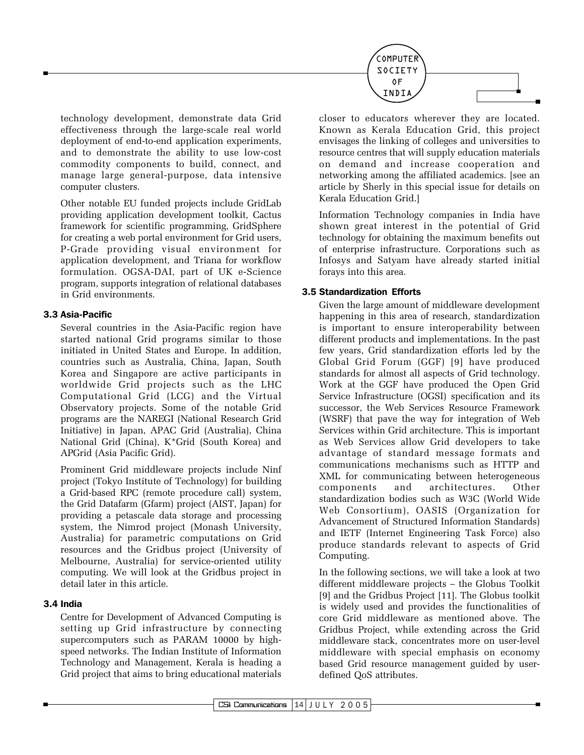technology development, demonstrate data Grid effectiveness through the large-scale real world deployment of end-to-end application experiments, and to demonstrate the ability to use low-cost commodity components to build, connect, and manage large general-purpose, data intensive computer clusters.

Other notable EU funded projects include GridLab providing application development toolkit, Cactus framework for scientific programming, GridSphere for creating a web portal environment for Grid users, P-Grade providing visual environment for application development, and Triana for workflow formulation. OGSA-DAI, part of UK e-Science program, supports integration of relational databases in Grid environments.

### 3.3 Asia-Pacific

Several countries in the Asia-Pacific region have started national Grid programs similar to those initiated in United States and Europe. In addition, countries such as Australia, China, Japan, South Korea and Singapore are active participants in worldwide Grid projects such as the LHC Computational Grid (LCG) and the Virtual Observatory projects. Some of the notable Grid programs are the NAREGI (National Research Grid Initiative) in Japan, APAC Grid (Australia), China National Grid (China), K*Grid (South Korea) and APGrid (Asia Pacific Grid).

Prominent Grid middleware projects include Ninf project (Tokyo Institute of Technology) for building a Grid-based RPC (remote procedure call) system, the Grid Datafarm (Gfarm) project (AIST, Japan) for providing a petascale data storage and processing system, the Nimrod project (Monash University, Australia) for parametric computations on Grid resources and the Gridbus project (University of Melbourne, Australia) for service-oriented utility computing. We will look at the Gridbus project in detail later in this article.

### 3.4 India

Centre for Development of Advanced Computing is setting up Grid infrastructure by connecting supercomputers such as PARAM 10000 by high-speed networks. The Indian Institute of Information Technology and Management, Kerala is heading a Grid project that aims to bring educational materials closer to educators wherever they are located. Known as Kerala Education Grid, this project envisages the linking of colleges and universities to resource centres that will supply education materials on demand and increase cooperation and networking among the affiliated academics. [see an article by Sherly in this special issue for details on Kerala Education Grid.]

Information Technology companies in India have shown great interest in the potential of Grid technology for obtaining the maximum benefits out of enterprise infrastructure. Corporations such as Infosys and Satyam have already started initial forays into this area.

### 3.5 Standardization Efforts

Given the large amount of middleware development happening in this area of research, standardization is important to ensure interoperability between different products and implementations. In the past few years, Grid standardization efforts led by the Global Grid Forum (GGF) [9] have produced standards for almost all aspects of Grid technology. Work at the GGF have produced the Open Grid Service Infrastructure (OGSI) specification and its successor, the Web Services Resource Framework (WSRF) that pave the way for integration of Web Services within Grid architecture. This is important as Web Services allow Grid developers to take advantage of standard message formats and communications mechanisms such as HTTP and XML for communicating between heterogeneous components and architectures. Other standardization bodies such as W3C (World Wide Web Consortium), OASIS (Organization for Advancement of Structured Information Standards) and IETF (Internet Engineering Task Force) also produce standards relevant to aspects of Grid Computing.

In the following sections, we will take a look at two different middleware projects – the Globus Toolkit [9] and the Gridbus Project [11]. The Globus toolkit is widely used and provides the functionalities of core Grid middleware as mentioned above. The Gridbus Project, while extending across the Grid middleware stack, concentrates more on user-level middleware with special emphasis on economy based Grid resource management guided by user-defined QoS attributes.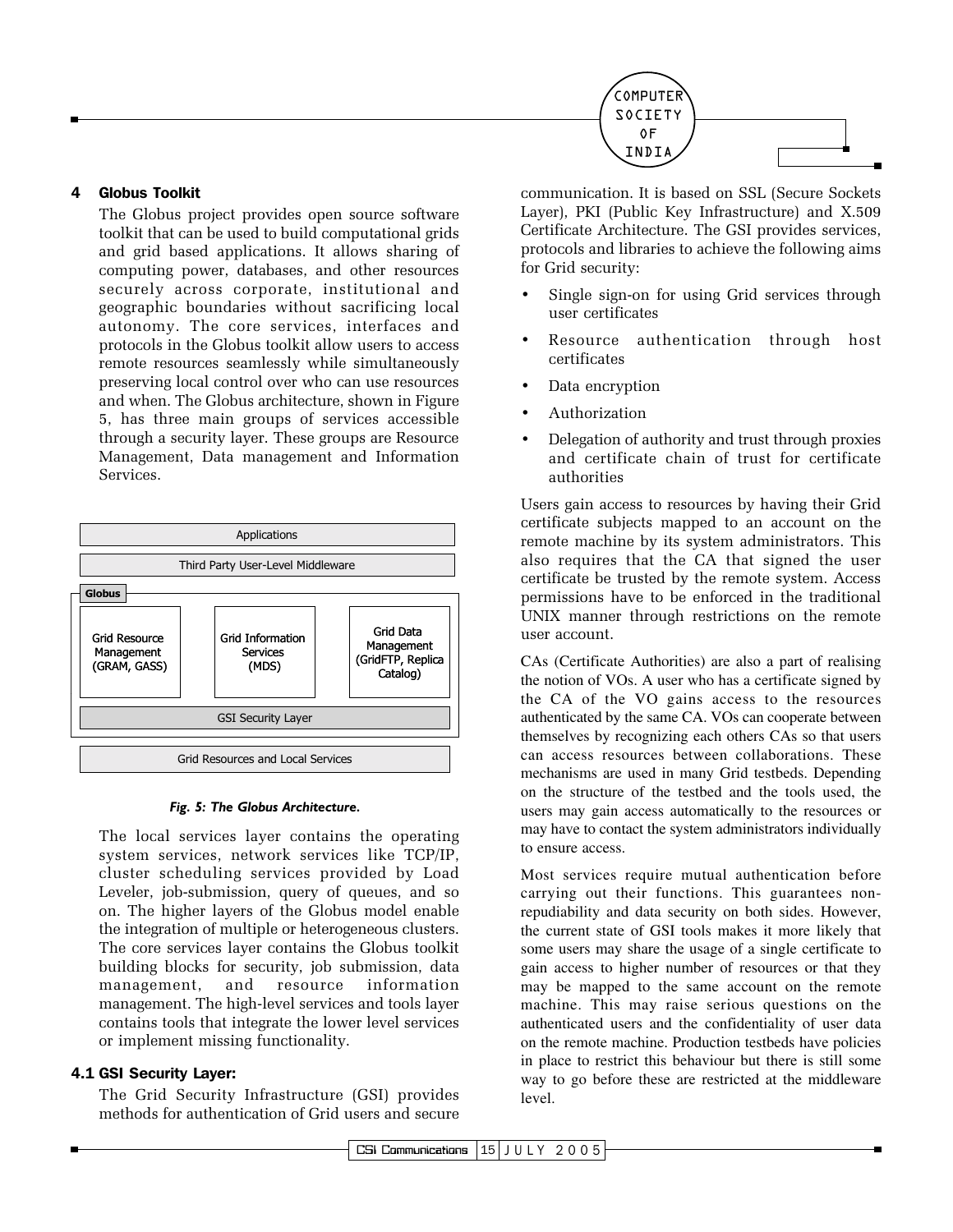## 4 Globus Toolkit

The Globus project provides open source software toolkit that can be used to build computational grids and grid based applications. It allows sharing of computing power, databases, and other resources securely across corporate, institutional and geographic boundaries without sacrificing local autonomy. The core services, interfaces and protocols in the Globus toolkit allow users to access remote resources seamlessly while simultaneously preserving local control over who can use resources and when. The Globus architecture, shown in Figure 5, has three main groups of services accessible through a security layer. These groups are Resource Management, Data management and Information Services.

Applications

Third Party User-Level Middleware

Globus

Grid Resource Management (GRAM, GASS)

Grid Information Services (MDS)

Grid Data Management (GridFTP, Replica Catalog)

GSI Security Layer

Grid Resources and Local Services

*Fig. 5: The Globus Architecture.*

The local services layer contains the operating system services, network services like TCP/IP, cluster scheduling services provided by Load Leveler, job-submission, query of queues, and so on. The higher layers of the Globus model enable the integration of multiple or heterogeneous clusters. The core services layer contains the Globus toolkit building blocks for security, job submission, data management, and resource information management. The high-level services and tools layer contains tools that integrate the lower level services or implement missing functionality.

### 4.1 GSI Security Layer:

The Grid Security Infrastructure (GSI) provides methods for authentication of Grid users and secure communication. It is based on SSL (Secure Sockets Layer), PKI (Public Key Infrastructure) and X.509 Certificate Architecture. The GSI provides services, protocols and libraries to achieve the following aims for Grid security:

- Single sign-on for using Grid services through user certificates
- Resource authentication through host certificates
- Data encryption
- Authorization
- Delegation of authority and trust through proxies and certificate chain of trust for certificate authorities

Users gain access to resources by having their Grid certificate subjects mapped to an account on the remote machine by its system administrators. This also requires that the CA that signed the user certificate be trusted by the remote system. Access permissions have to be enforced in the traditional UNIX manner through restrictions on the remote user account.

CAs (Certificate Authorities) are also a part of realising the notion of VOs. A user who has a certificate signed by the CA of the VO gains access to the resources authenticated by the same CA. VOs can cooperate between themselves by recognizing each others CAs so that users can access resources between collaborations. These mechanisms are used in many Grid testbeds. Depending on the structure of the testbed and the tools used, the users may gain access automatically to the resources or may have to contact the system administrators individually to ensure access.

Most services require mutual authentication before carrying out their functions. This guarantees non-repudiability and data security on both sides. However, the current state of GSI tools makes it more likely that some users may share the usage of a single certificate to gain access to higher number of resources or that they may be mapped to the same account on the remote machine. This may raise serious questions on the authenticated users and the confidentiality of user data on the remote machine. Production testbeds have policies in place to restrict this behaviour but there is still some way to go before these are restricted at the middleware level.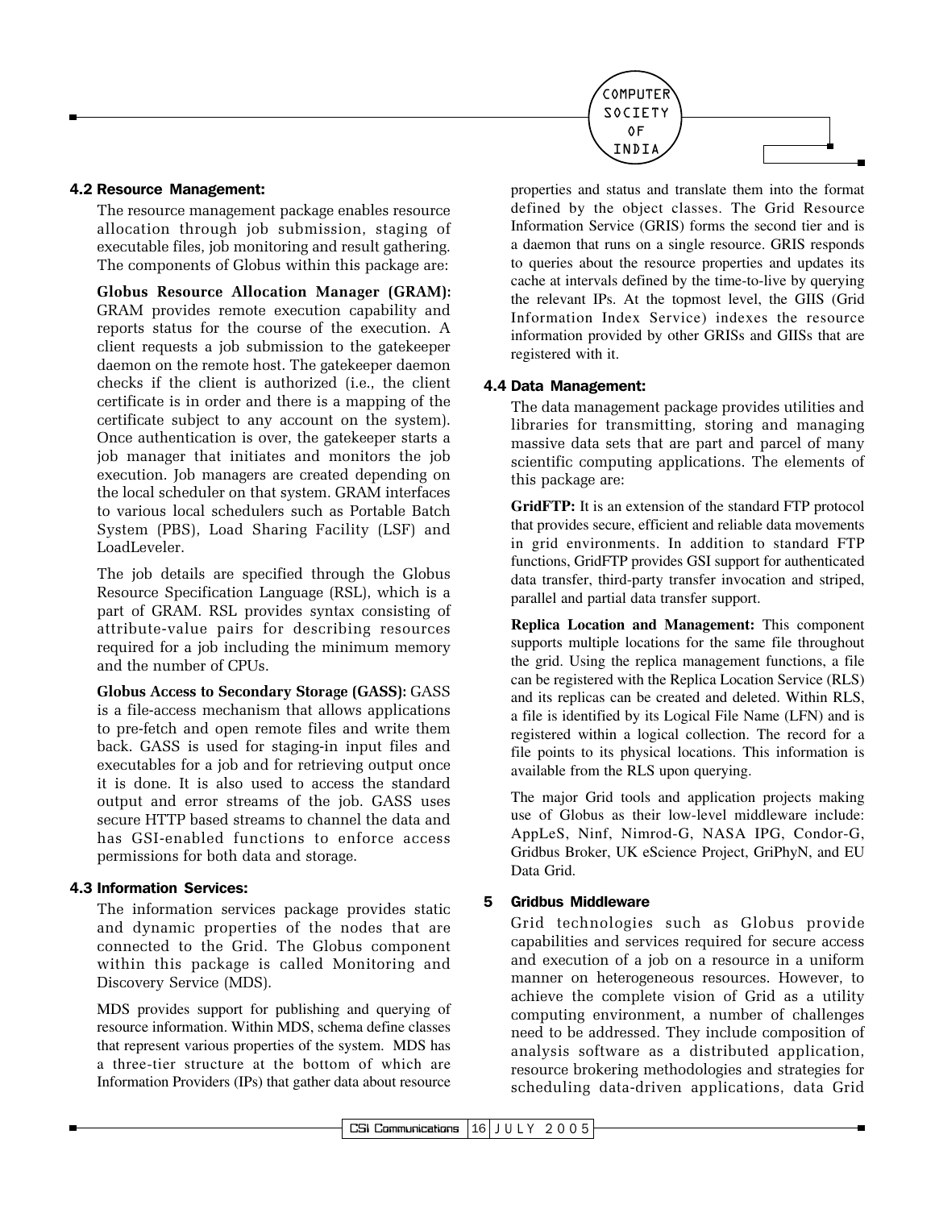### 4.2 Resource Management:

The resource management package enables resource allocation through job submission, staging of executable files, job monitoring and result gathering. The components of Globus within this package are:

**Globus Resource Allocation Manager (GRAM):** GRAM provides remote execution capability and reports status for the course of the execution. A client requests a job submission to the gatekeeper daemon on the remote host. The gatekeeper daemon checks if the client is authorized (i.e., the client certificate is in order and there is a mapping of the certificate subject to any account on the system). Once authentication is over, the gatekeeper starts a job manager that initiates and monitors the job execution. Job managers are created depending on the local scheduler on that system. GRAM interfaces to various local schedulers such as Portable Batch System (PBS), Load Sharing Facility (LSF) and LoadLeveler.

The job details are specified through the Globus Resource Specification Language (RSL), which is a part of GRAM. RSL provides syntax consisting of attribute-value pairs for describing resources required for a job including the minimum memory and the number of CPUs.

**Globus Access to Secondary Storage (GASS):** GASS is a file-access mechanism that allows applications to pre-fetch and open remote files and write them back. GASS is used for staging-in input files and executables for a job and for retrieving output once it is done. It is also used to access the standard output and error streams of the job. GASS uses secure HTTP based streams to channel the data and has GSI-enabled functions to enforce access permissions for both data and storage.

### 4.3 Information Services:

The information services package provides static and dynamic properties of the nodes that are connected to the Grid. The Globus component within this package is called Monitoring and Discovery Service (MDS).

MDS provides support for publishing and querying of resource information. Within MDS, schema define classes that represent various properties of the system. MDS has a three-tier structure at the bottom of which are Information Providers (IPs) that gather data about resource properties and status and translate them into the format defined by the object classes. The Grid Resource Information Service (GRIS) forms the second tier and is a daemon that runs on a single resource. GRIS responds to queries about the resource properties and updates its cache at intervals defined by the time-to-live by querying the relevant IPs. At the topmost level, the GIIS (Grid Information Index Service) indexes the resource information provided by other GRISs and GIISs that are registered with it.

### 4.4 Data Management:

The data management package provides utilities and libraries for transmitting, storing and managing massive data sets that are part and parcel of many scientific computing applications. The elements of this package are:

**GridFTP:** It is an extension of the standard FTP protocol that provides secure, efficient and reliable data movements in grid environments. In addition to standard FTP functions, GridFTP provides GSI support for authenticated data transfer, third-party transfer invocation and striped, parallel and partial data transfer support.

**Replica Location and Management:** This component supports multiple locations for the same file throughout the grid. Using the replica management functions, a file can be registered with the Replica Location Service (RLS) and its replicas can be created and deleted. Within RLS, a file is identified by its Logical File Name (LFN) and is registered within a logical collection. The record for a file points to its physical locations. This information is available from the RLS upon querying.

The major Grid tools and application projects making use of Globus as their low-level middleware include: AppLeS, Ninf, Nimrod-G, NASA IPG, Condor-G, Gridbus Broker, UK eScience Project, GriPhyN, and EU Data Grid.

## 5 Gridbus Middleware

Grid technologies such as Globus provide capabilities and services required for secure access and execution of a job on a resource in a uniform manner on heterogeneous resources. However, to achieve the complete vision of Grid as a utility computing environment, a number of challenges need to be addressed. They include composition of analysis software as a distributed application, resource brokering methodologies and strategies for scheduling data-driven applications, data Grid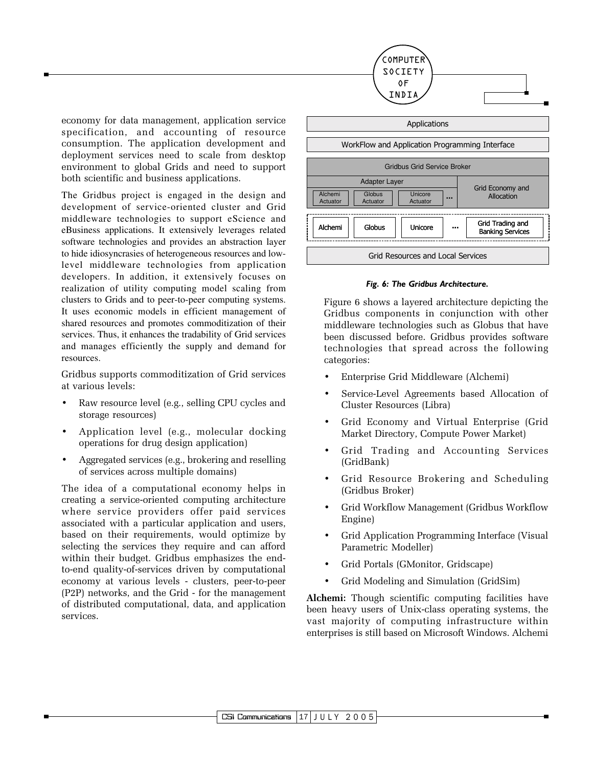economy for data management, application service specification, and accounting of resource consumption. The application development and deployment services need to scale from desktop environment to global Grids and need to support both scientific and business applications.

The Gridbus project is engaged in the design and development of service-oriented cluster and Grid middleware technologies to support eScience and eBusiness applications. It extensively leverages related software technologies and provides an abstraction layer to hide idiosyncrasies of heterogeneous resources and low-level middleware technologies from application developers. In addition, it extensively focuses on realization of utility computing model scaling from clusters to Grids and to peer-to-peer computing systems. It uses economic models in efficient management of shared resources and promotes commoditization of their services. Thus, it enhances the tradability of Grid services and manages efficiently the supply and demand for resources.

Gridbus supports commoditization of Grid services at various levels:

- Raw resource level (e.g., selling CPU cycles and storage resources)
- Application level (e.g., molecular docking operations for drug design application)
- Aggregated services (e.g., brokering and reselling of services across multiple domains)

The idea of a computational economy helps in creating a service-oriented computing architecture where service providers offer paid services associated with a particular application and users, based on their requirements, would optimize by selecting the services they require and can afford within their budget. Gridbus emphasizes the end-to-end quality-of-services driven by computational economy at various levels - clusters, peer-to-peer (P2P) networks, and the Grid - for the management of distributed computational, data, and application services.

Applications

WorkFlow and Application Programming Interface

Gridbus Grid Service Broker

Adapter Layer

Alchemi Actuator

Globus Actuator

Unicore Actuator

...

Grid Economy and Allocation

Alchemi

Globus

Unicore

...

Grid Trading and Banking Services

Grid Resources and Local Services

*Fig. 6: The Gridbus Architecture.*

Figure 6 shows a layered architecture depicting the Gridbus components in conjunction with other middleware technologies such as Globus that have been discussed before. Gridbus provides software technologies that spread across the following categories:

- Enterprise Grid Middleware (Alchemi)
- Service-Level Agreements based Allocation of Cluster Resources (Libra)
- Grid Economy and Virtual Enterprise (Grid Market Directory, Compute Power Market)
- Grid Trading and Accounting Services (GridBank)
- Grid Resource Brokering and Scheduling (Gridbus Broker)
- Grid Workflow Management (Gridbus Workflow Engine)
- Grid Application Programming Interface (Visual Parametric Modeller)
- Grid Portals (GMonitor, Gridscape)
- Grid Modeling and Simulation (GridSim)

**Alchemi:** Though scientific computing facilities have been heavy users of Unix-class operating systems, the vast majority of computing infrastructure within enterprises is still based on Microsoft Windows. Alchemi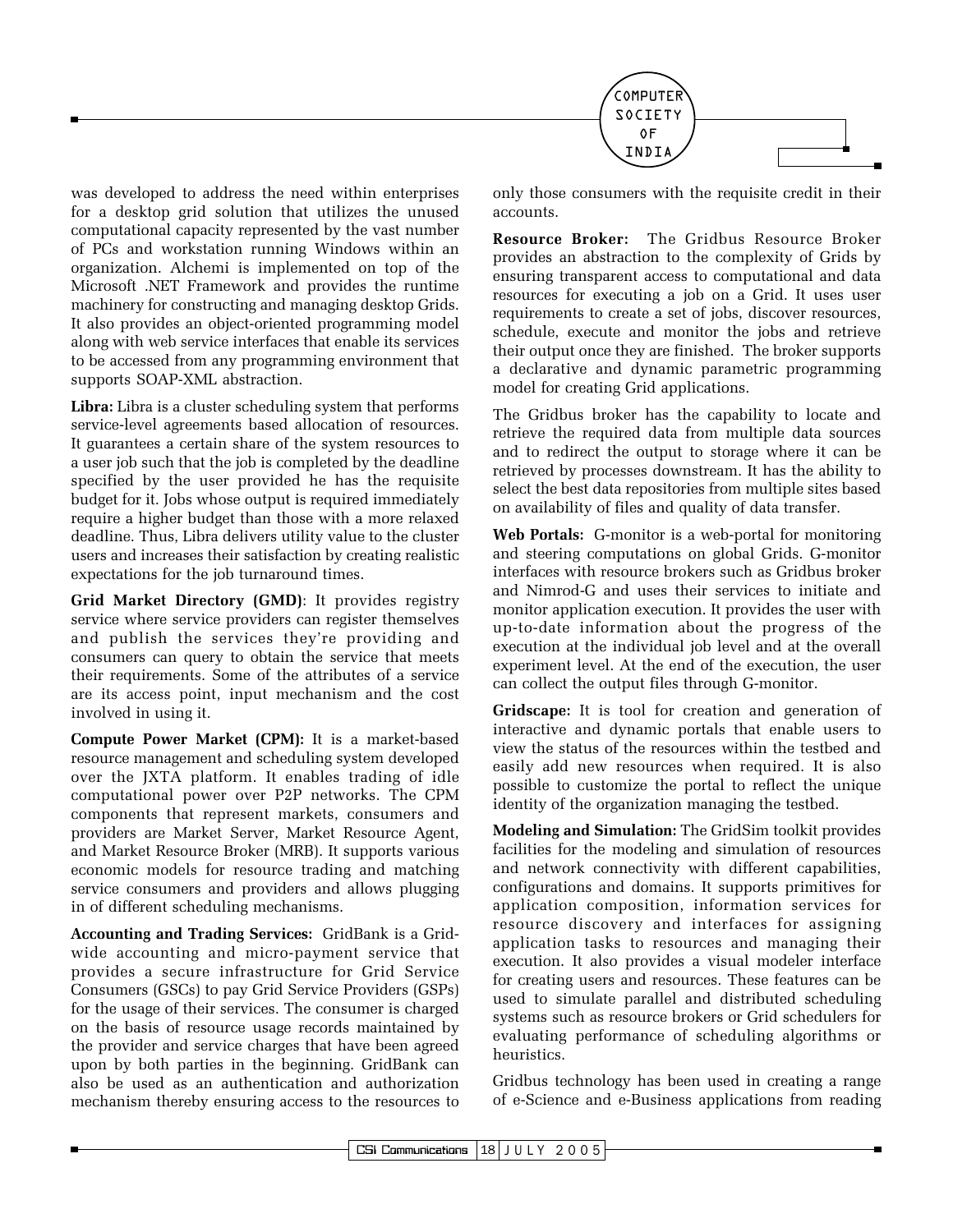was developed to address the need within enterprises for a desktop grid solution that utilizes the unused computational capacity represented by the vast number of PCs and workstation running Windows within an organization. Alchemi is implemented on top of the Microsoft .NET Framework and provides the runtime machinery for constructing and managing desktop Grids. It also provides an object-oriented programming model along with web service interfaces that enable its services to be accessed from any programming environment that supports SOAP-XML abstraction.

**Libra:** Libra is a cluster scheduling system that performs service-level agreements based allocation of resources. It guarantees a certain share of the system resources to a user job such that the job is completed by the deadline specified by the user provided he has the requisite budget for it. Jobs whose output is required immediately require a higher budget than those with a more relaxed deadline. Thus, Libra delivers utility value to the cluster users and increases their satisfaction by creating realistic expectations for the job turnaround times.

**Grid Market Directory (GMD)**: It provides registry service where service providers can register themselves and publish the services they're providing and consumers can query to obtain the service that meets their requirements. Some of the attributes of a service are its access point, input mechanism and the cost involved in using it.

**Compute Power Market (CPM):** It is a market-based resource management and scheduling system developed over the JXTA platform. It enables trading of idle computational power over P2P networks. The CPM components that represent markets, consumers and providers are Market Server, Market Resource Agent, and Market Resource Broker (MRB). It supports various economic models for resource trading and matching service consumers and providers and allows plugging in of different scheduling mechanisms.

**Accounting and Trading Services:** GridBank is a Grid-wide accounting and micro-payment service that provides a secure infrastructure for Grid Service Consumers (GSCs) to pay Grid Service Providers (GSPs) for the usage of their services. The consumer is charged on the basis of resource usage records maintained by the provider and service charges that have been agreed upon by both parties in the beginning. GridBank can also be used as an authentication and authorization mechanism thereby ensuring access to the resources to only those consumers with the requisite credit in their accounts.

**Resource Broker:** The Gridbus Resource Broker provides an abstraction to the complexity of Grids by ensuring transparent access to computational and data resources for executing a job on a Grid. It uses user requirements to create a set of jobs, discover resources, schedule, execute and monitor the jobs and retrieve their output once they are finished. The broker supports a declarative and dynamic parametric programming model for creating Grid applications.

The Gridbus broker has the capability to locate and retrieve the required data from multiple data sources and to redirect the output to storage where it can be retrieved by processes downstream. It has the ability to select the best data repositories from multiple sites based on availability of files and quality of data transfer.

**Web Portals:** G-monitor is a web-portal for monitoring and steering computations on global Grids. G-monitor interfaces with resource brokers such as Gridbus broker and Nimrod-G and uses their services to initiate and monitor application execution. It provides the user with up-to-date information about the progress of the execution at the individual job level and at the overall experiment level. At the end of the execution, the user can collect the output files through G-monitor.

**Gridscape:** It is tool for creation and generation of interactive and dynamic portals that enable users to view the status of the resources within the testbed and easily add new resources when required. It is also possible to customize the portal to reflect the unique identity of the organization managing the testbed.

**Modeling and Simulation:** The GridSim toolkit provides facilities for the modeling and simulation of resources and network connectivity with different capabilities, configurations and domains. It supports primitives for application composition, information services for resource discovery and interfaces for assigning application tasks to resources and managing their execution. It also provides a visual modeler interface for creating users and resources. These features can be used to simulate parallel and distributed scheduling systems such as resource brokers or Grid schedulers for evaluating performance of scheduling algorithms or heuristics.

Gridbus technology has been used in creating a range of e-Science and e-Business applications from reading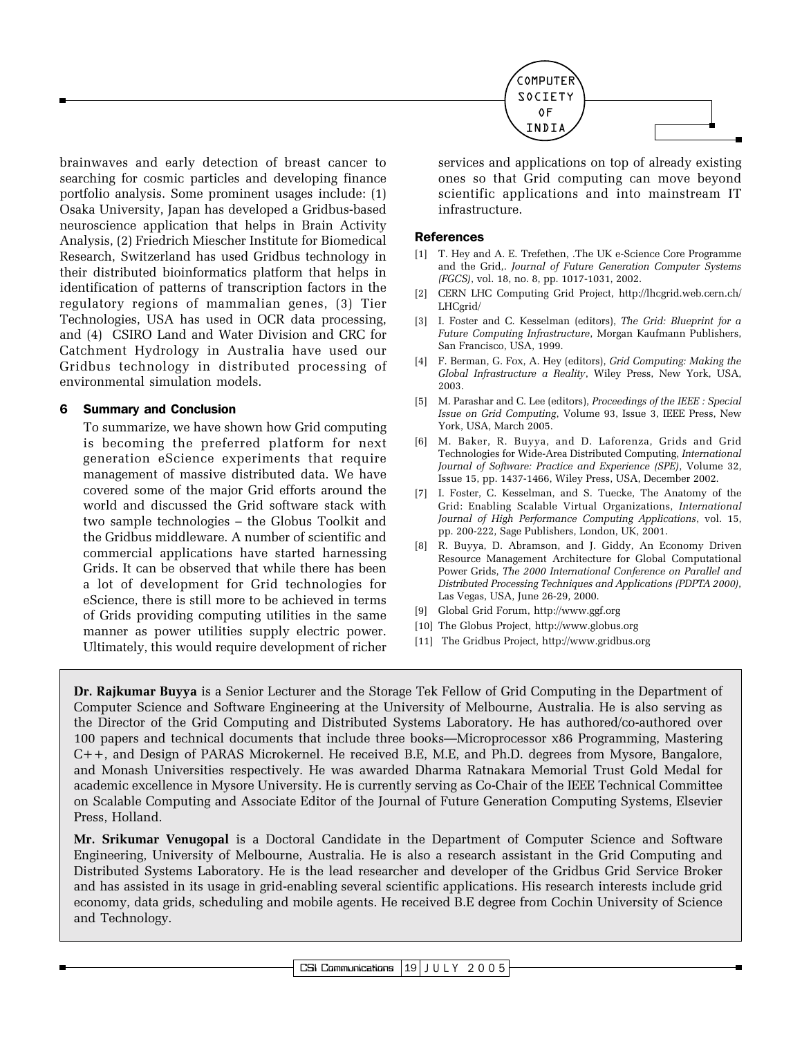brainwaves and early detection of breast cancer to searching for cosmic particles and developing finance portfolio analysis. Some prominent usages include: (1) Osaka University, Japan has developed a Gridbus-based neuroscience application that helps in Brain Activity Analysis, (2) Friedrich Miescher Institute for Biomedical Research, Switzerland has used Gridbus technology in their distributed bioinformatics platform that helps in identification of patterns of transcription factors in the regulatory regions of mammalian genes, (3) Tier Technologies, USA has used in OCR data processing, and (4) CSIRO Land and Water Division and CRC for Catchment Hydrology in Australia have used our Gridbus technology in distributed processing of environmental simulation models.

## 6 Summary and Conclusion

To summarize, we have shown how Grid computing is becoming the preferred platform for next generation eScience experiments that require management of massive distributed data. We have covered some of the major Grid efforts around the world and discussed the Grid software stack with two sample technologies – the Globus Toolkit and the Gridbus middleware. A number of scientific and commercial applications have started harnessing Grids. It can be observed that while there has been a lot of development for Grid technologies for eScience, there is still more to be achieved in terms of Grids providing computing utilities in the same manner as power utilities supply electric power. Ultimately, this would require development of richer services and applications on top of already existing ones so that Grid computing can move beyond scientific applications and into mainstream IT infrastructure.

## References

[1] T. Hey and A. E. Trefethen, .The UK e-Science Core Programme and the Grid,. *Journal of Future Generation Computer Systems (FGCS)*, vol. 18, no. 8, pp. 1017-1031, 2002.

[2] CERN LHC Computing Grid Project, http://lhcgrid.web.cern.ch/LHCgrid/

[3] I. Foster and C. Kesselman (editors), *The Grid: Blueprint for a Future Computing Infrastructure*, Morgan Kaufmann Publishers, San Francisco, USA, 1999.

[4] F. Berman, G. Fox, A. Hey (editors), *Grid Computing: Making the Global Infrastructure a Reality*, Wiley Press, New York, USA, 2003.

[5] M. Parashar and C. Lee (editors), *Proceedings of the IEEE : Special Issue on Grid Computing*, Volume 93, Issue 3, IEEE Press, New York, USA, March 2005.

[6] M. Baker, R. Buyya, and D. Laforenza, Grids and Grid Technologies for Wide-Area Distributed Computing, *International Journal of Software: Practice and Experience (SPE)*, Volume 32, Issue 15, pp. 1437-1466, Wiley Press, USA, December 2002.

[7] I. Foster, C. Kesselman, and S. Tuecke, The Anatomy of the Grid: Enabling Scalable Virtual Organizations, *International Journal of High Performance Computing Applications*, vol. 15, pp. 200-222, Sage Publishers, London, UK, 2001.

[8] R. Buyya, D. Abramson, and J. Giddy, An Economy Driven Resource Management Architecture for Global Computational Power Grids, *The 2000 International Conference on Parallel and Distributed Processing Techniques and Applications (PDPTA 2000)*, Las Vegas, USA, June 26-29, 2000.

[9] Global Grid Forum, http://www.ggf.org

[10] The Globus Project, http://www.globus.org

[11] The Gridbus Project, http://www.gridbus.org

**Dr. Rajkumar Buyya** is a Senior Lecturer and the Storage Tek Fellow of Grid Computing in the Department of Computer Science and Software Engineering at the University of Melbourne, Australia. He is also serving as the Director of the Grid Computing and Distributed Systems Laboratory. He has authored/co-authored over 100 papers and technical documents that include three books—Microprocessor x86 Programming, Mastering C++, and Design of PARAS Microkernel. He received B.E, M.E, and Ph.D. degrees from Mysore, Bangalore, and Monash Universities respectively. He was awarded Dharma Ratnakara Memorial Trust Gold Medal for academic excellence in Mysore University. He is currently serving as Co-Chair of the IEEE Technical Committee on Scalable Computing and Associate Editor of the Journal of Future Generation Computing Systems, Elsevier Press, Holland.

**Mr. Srikumar Venugopal** is a Doctoral Candidate in the Department of Computer Science and Software Engineering, University of Melbourne, Australia. He is also a research assistant in the Grid Computing and Distributed Systems Laboratory. He is the lead researcher and developer of the Gridbus Grid Service Broker and has assisted in its usage in grid-enabling several scientific applications. His research interests include grid economy, data grids, scheduling and mobile agents. He received B.E degree from Cochin University of Science and Technology.